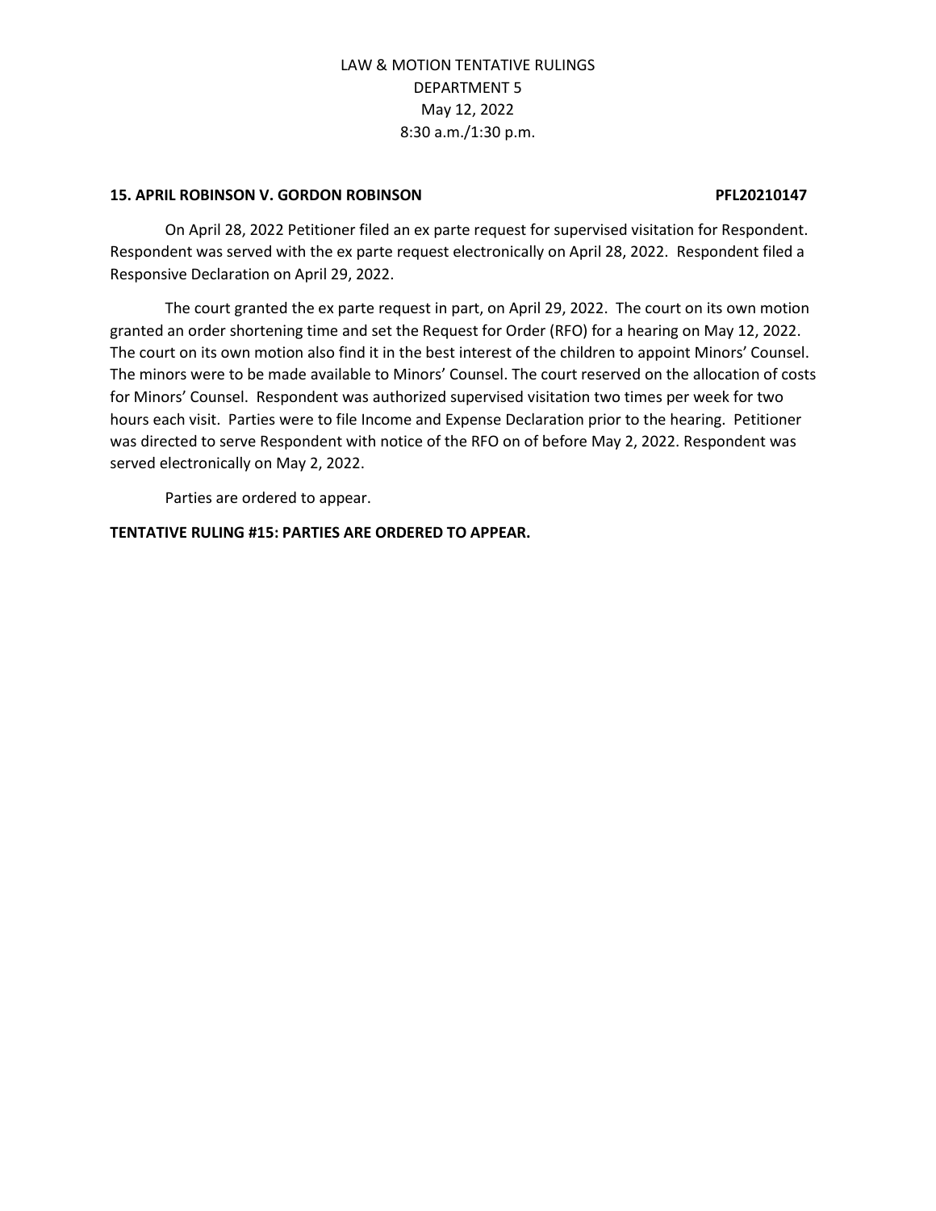LAW & MOTION TENTATIVE RULINGS
DEPARTMENT 5
May 12, 2022
8:30 a.m./1:30 p.m.

**15. APRIL ROBINSON V. GORDON ROBINSON PFL20210147**

On April 28, 2022 Petitioner filed an ex parte request for supervised visitation for Respondent. Respondent was served with the ex parte request electronically on April 28, 2022. Respondent filed a Responsive Declaration on April 29, 2022.

The court granted the ex parte request in part, on April 29, 2022. The court on its own motion granted an order shortening time and set the Request for Order (RFO) for a hearing on May 12, 2022. The court on its own motion also find it in the best interest of the children to appoint Minors' Counsel. The minors were to be made available to Minors' Counsel. The court reserved on the allocation of costs for Minors' Counsel. Respondent was authorized supervised visitation two times per week for two hours each visit. Parties were to file Income and Expense Declaration prior to the hearing. Petitioner was directed to serve Respondent with notice of the RFO on of before May 2, 2022. Respondent was served electronically on May 2, 2022.

Parties are ordered to appear.

**TENTATIVE RULING #15: PARTIES ARE ORDERED TO APPEAR.**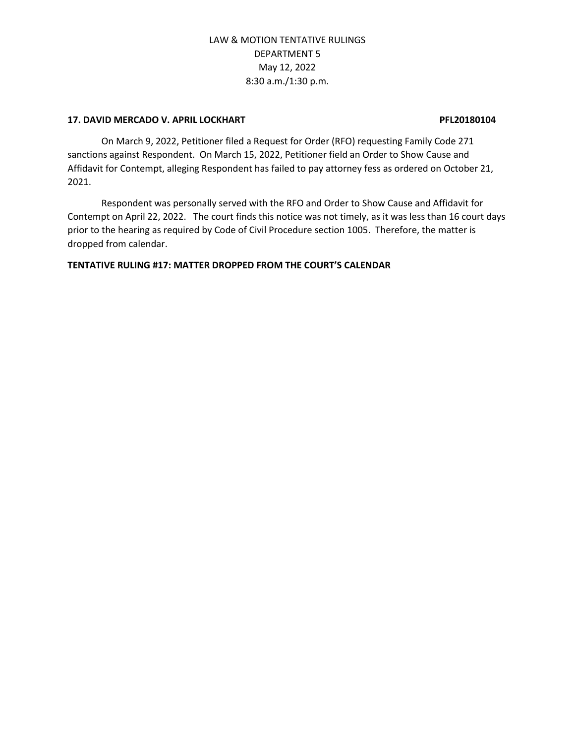**17. DAVID MERCADO V. APRIL LOCKHART PFL20180104**

On March 9, 2022, Petitioner filed a Request for Order (RFO) requesting Family Code 271 sanctions against Respondent. On March 15, 2022, Petitioner field an Order to Show Cause and Affidavit for Contempt, alleging Respondent has failed to pay attorney fess as ordered on October 21, 2021.

Respondent was personally served with the RFO and Order to Show Cause and Affidavit for Contempt on April 22, 2022. The court finds this notice was not timely, as it was less than 16 court days prior to the hearing as required by Code of Civil Procedure section 1005. Therefore, the matter is dropped from calendar.

**TENTATIVE RULING #17: MATTER DROPPED FROM THE COURT'S CALENDAR**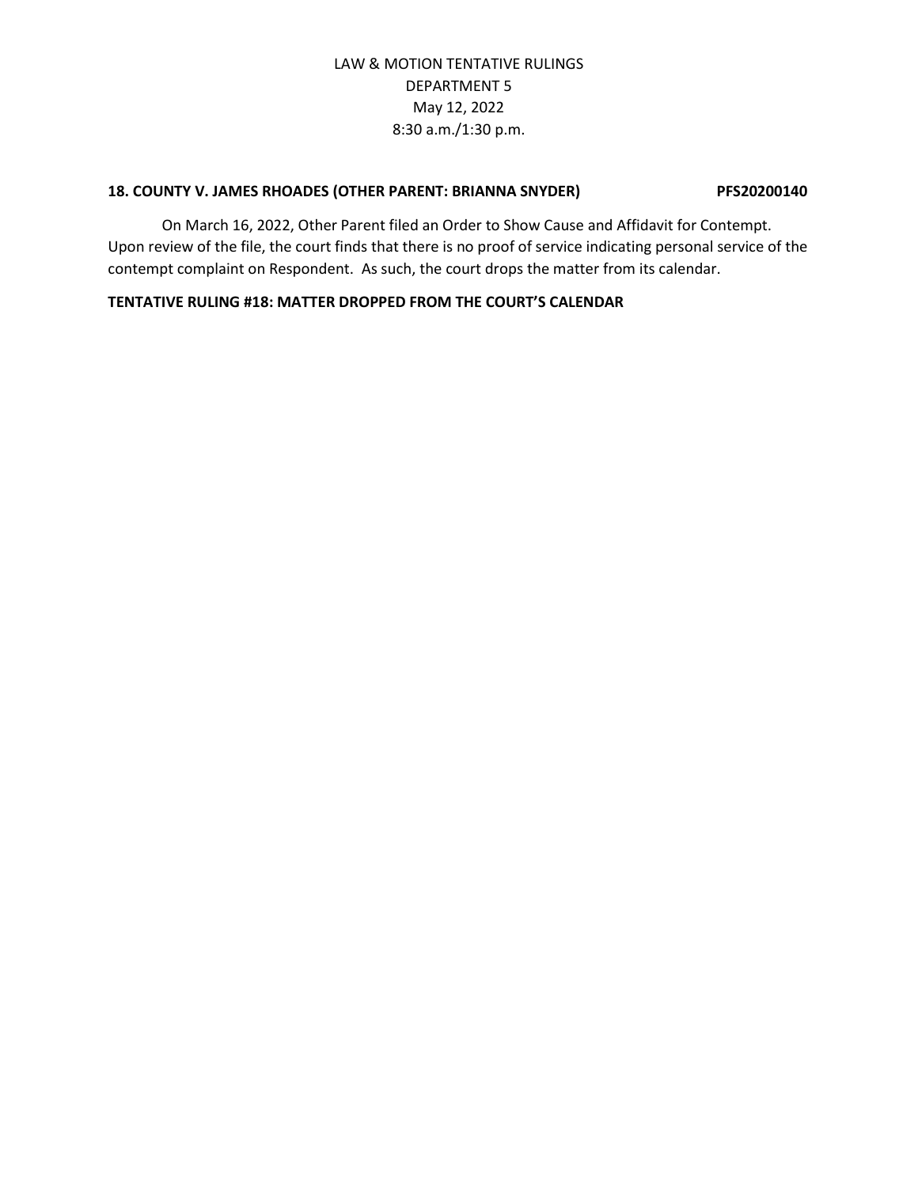**18. COUNTY V. JAMES RHOADES (OTHER PARENT: BRIANNA SNYDER) PFS20200140**

On March 16, 2022, Other Parent filed an Order to Show Cause and Affidavit for Contempt. Upon review of the file, the court finds that there is no proof of service indicating personal service of the contempt complaint on Respondent. As such, the court drops the matter from its calendar.

**TENTATIVE RULING #18: MATTER DROPPED FROM THE COURT'S CALENDAR**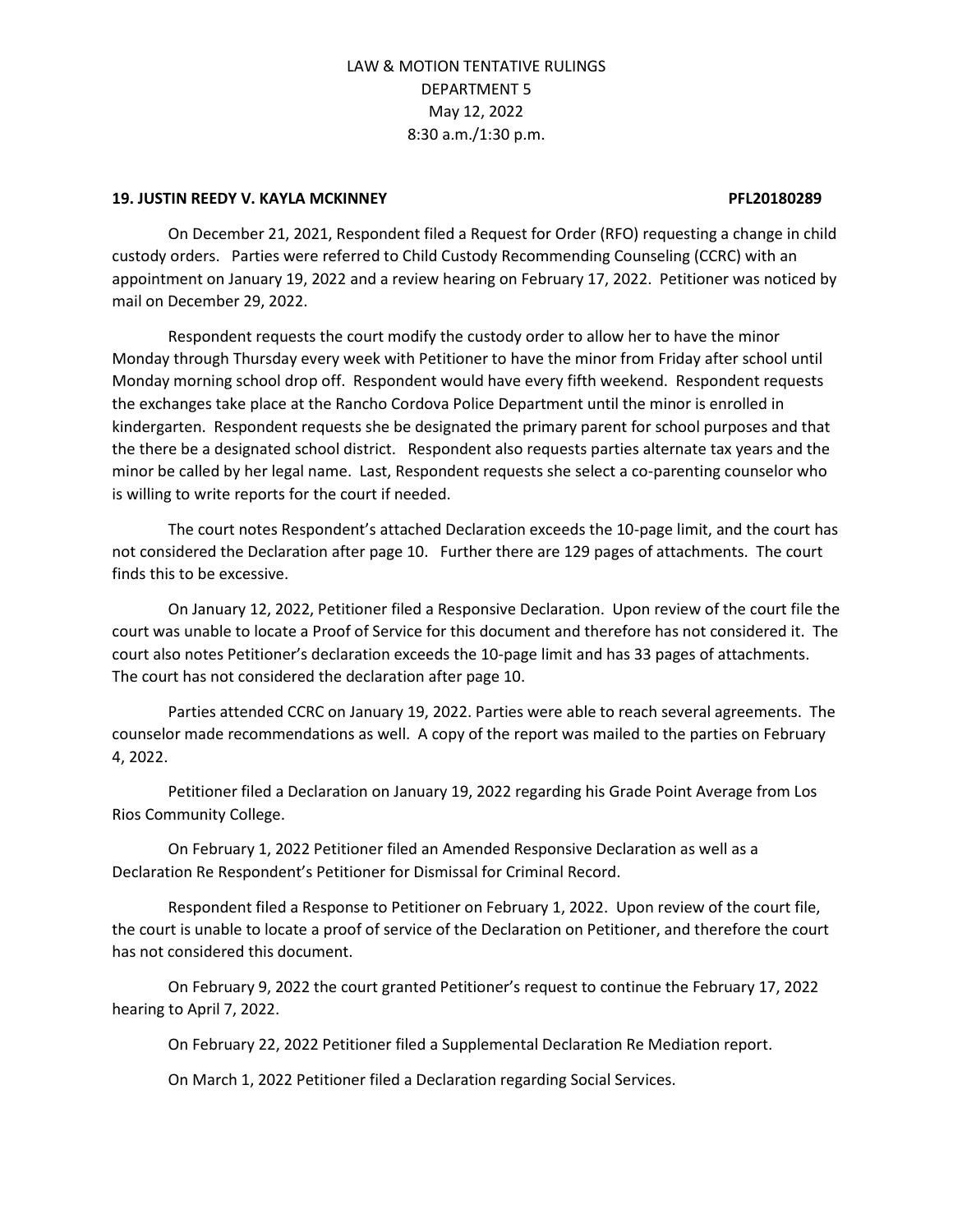LAW & MOTION TENTATIVE RULINGS
DEPARTMENT 5
May 12, 2022
8:30 a.m./1:30 p.m.

**19. JUSTIN REEDY V. KAYLA MCKINNEY PFL20180289**

On December 21, 2021, Respondent filed a Request for Order (RFO) requesting a change in child custody orders. Parties were referred to Child Custody Recommending Counseling (CCRC) with an appointment on January 19, 2022 and a review hearing on February 17, 2022. Petitioner was noticed by mail on December 29, 2022.

Respondent requests the court modify the custody order to allow her to have the minor Monday through Thursday every week with Petitioner to have the minor from Friday after school until Monday morning school drop off. Respondent would have every fifth weekend. Respondent requests the exchanges take place at the Rancho Cordova Police Department until the minor is enrolled in kindergarten. Respondent requests she be designated the primary parent for school purposes and that the there be a designated school district. Respondent also requests parties alternate tax years and the minor be called by her legal name. Last, Respondent requests she select a co-parenting counselor who is willing to write reports for the court if needed.

The court notes Respondent's attached Declaration exceeds the 10-page limit, and the court has not considered the Declaration after page 10. Further there are 129 pages of attachments. The court finds this to be excessive.

On January 12, 2022, Petitioner filed a Responsive Declaration. Upon review of the court file the court was unable to locate a Proof of Service for this document and therefore has not considered it. The court also notes Petitioner's declaration exceeds the 10-page limit and has 33 pages of attachments. The court has not considered the declaration after page 10.

Parties attended CCRC on January 19, 2022. Parties were able to reach several agreements. The counselor made recommendations as well. A copy of the report was mailed to the parties on February 4, 2022.

Petitioner filed a Declaration on January 19, 2022 regarding his Grade Point Average from Los Rios Community College.

On February 1, 2022 Petitioner filed an Amended Responsive Declaration as well as a Declaration Re Respondent's Petitioner for Dismissal for Criminal Record.

Respondent filed a Response to Petitioner on February 1, 2022. Upon review of the court file, the court is unable to locate a proof of service of the Declaration on Petitioner, and therefore the court has not considered this document.

On February 9, 2022 the court granted Petitioner's request to continue the February 17, 2022 hearing to April 7, 2022.

On February 22, 2022 Petitioner filed a Supplemental Declaration Re Mediation report.

On March 1, 2022 Petitioner filed a Declaration regarding Social Services.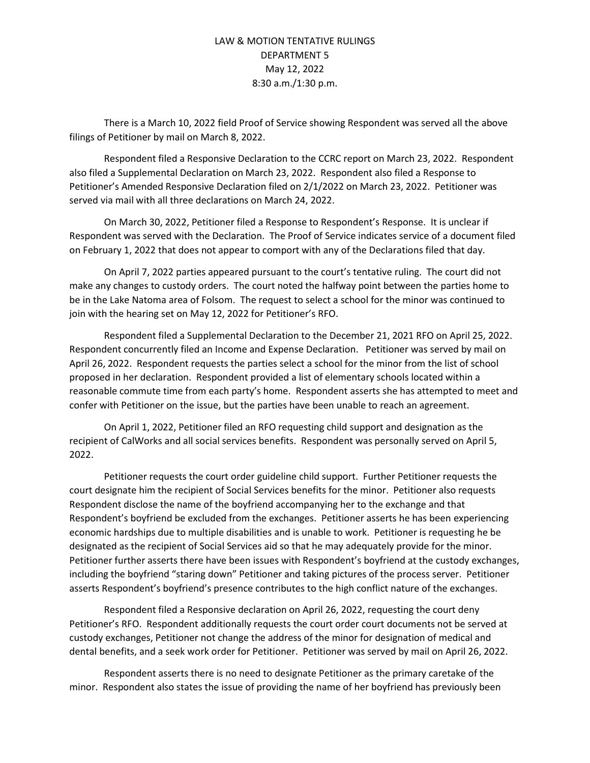LAW & MOTION TENTATIVE RULINGS
DEPARTMENT 5
May 12, 2022
8:30 a.m./1:30 p.m.

There is a March 10, 2022 field Proof of Service showing Respondent was served all the above filings of Petitioner by mail on March 8, 2022.

Respondent filed a Responsive Declaration to the CCRC report on March 23, 2022. Respondent also filed a Supplemental Declaration on March 23, 2022. Respondent also filed a Response to Petitioner's Amended Responsive Declaration filed on 2/1/2022 on March 23, 2022. Petitioner was served via mail with all three declarations on March 24, 2022.

On March 30, 2022, Petitioner filed a Response to Respondent's Response. It is unclear if Respondent was served with the Declaration. The Proof of Service indicates service of a document filed on February 1, 2022 that does not appear to comport with any of the Declarations filed that day.

On April 7, 2022 parties appeared pursuant to the court's tentative ruling. The court did not make any changes to custody orders. The court noted the halfway point between the parties home to be in the Lake Natoma area of Folsom. The request to select a school for the minor was continued to join with the hearing set on May 12, 2022 for Petitioner's RFO.

Respondent filed a Supplemental Declaration to the December 21, 2021 RFO on April 25, 2022. Respondent concurrently filed an Income and Expense Declaration. Petitioner was served by mail on April 26, 2022. Respondent requests the parties select a school for the minor from the list of school proposed in her declaration. Respondent provided a list of elementary schools located within a reasonable commute time from each party's home. Respondent asserts she has attempted to meet and confer with Petitioner on the issue, but the parties have been unable to reach an agreement.

On April 1, 2022, Petitioner filed an RFO requesting child support and designation as the recipient of CalWorks and all social services benefits. Respondent was personally served on April 5, 2022.

Petitioner requests the court order guideline child support. Further Petitioner requests the court designate him the recipient of Social Services benefits for the minor. Petitioner also requests Respondent disclose the name of the boyfriend accompanying her to the exchange and that Respondent's boyfriend be excluded from the exchanges. Petitioner asserts he has been experiencing economic hardships due to multiple disabilities and is unable to work. Petitioner is requesting he be designated as the recipient of Social Services aid so that he may adequately provide for the minor. Petitioner further asserts there have been issues with Respondent's boyfriend at the custody exchanges, including the boyfriend "staring down" Petitioner and taking pictures of the process server. Petitioner asserts Respondent's boyfriend's presence contributes to the high conflict nature of the exchanges.

Respondent filed a Responsive declaration on April 26, 2022, requesting the court deny Petitioner's RFO. Respondent additionally requests the court order court documents not be served at custody exchanges, Petitioner not change the address of the minor for designation of medical and dental benefits, and a seek work order for Petitioner. Petitioner was served by mail on April 26, 2022.

Respondent asserts there is no need to designate Petitioner as the primary caretake of the minor. Respondent also states the issue of providing the name of her boyfriend has previously been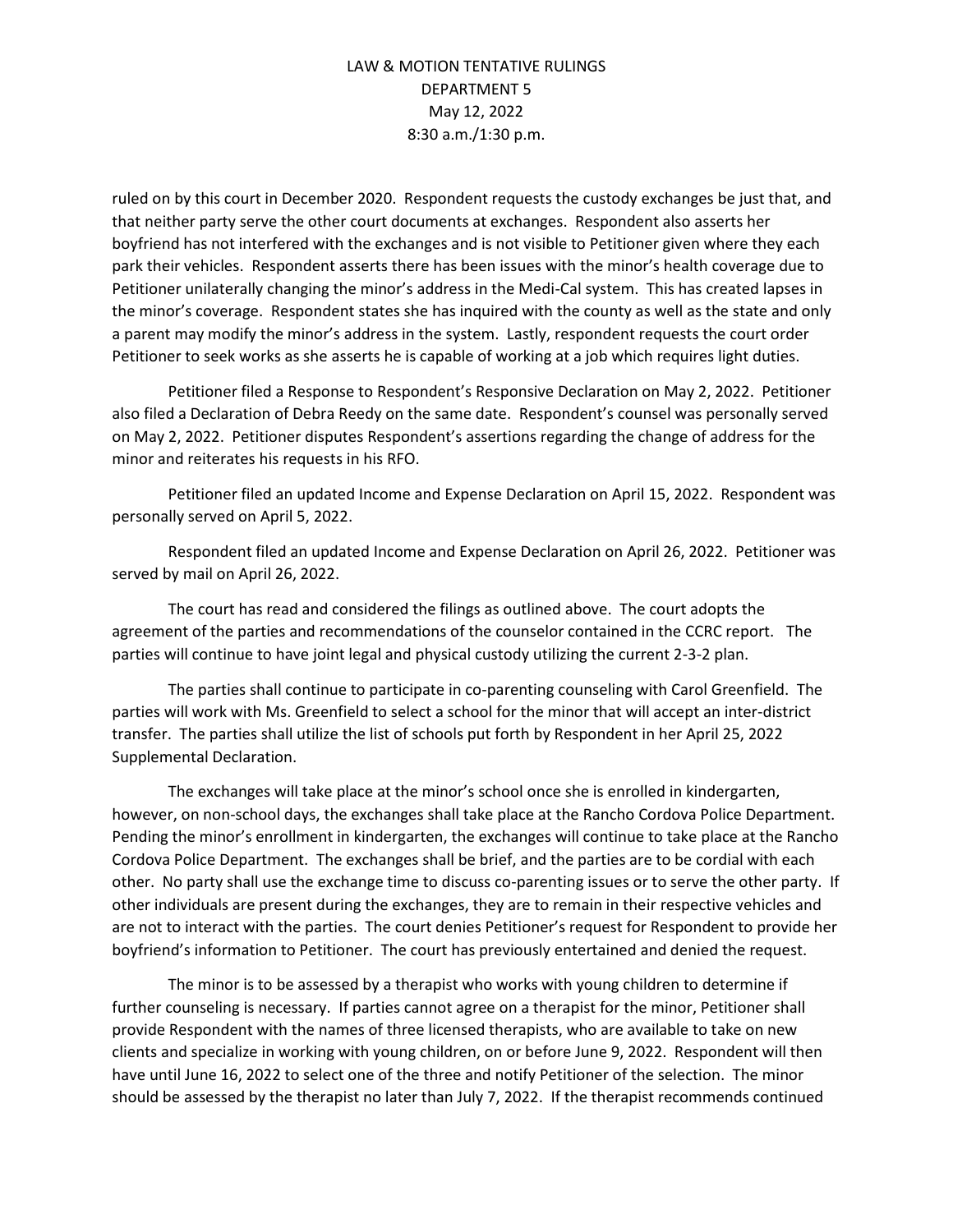ruled on by this court in December 2020. Respondent requests the custody exchanges be just that, and that neither party serve the other court documents at exchanges. Respondent also asserts her boyfriend has not interfered with the exchanges and is not visible to Petitioner given where they each park their vehicles. Respondent asserts there has been issues with the minor's health coverage due to Petitioner unilaterally changing the minor's address in the Medi-Cal system. This has created lapses in the minor's coverage. Respondent states she has inquired with the county as well as the state and only a parent may modify the minor's address in the system. Lastly, respondent requests the court order Petitioner to seek works as she asserts he is capable of working at a job which requires light duties.

Petitioner filed a Response to Respondent's Responsive Declaration on May 2, 2022. Petitioner also filed a Declaration of Debra Reedy on the same date. Respondent's counsel was personally served on May 2, 2022. Petitioner disputes Respondent's assertions regarding the change of address for the minor and reiterates his requests in his RFO.

Petitioner filed an updated Income and Expense Declaration on April 15, 2022. Respondent was personally served on April 5, 2022.

Respondent filed an updated Income and Expense Declaration on April 26, 2022. Petitioner was served by mail on April 26, 2022.

The court has read and considered the filings as outlined above. The court adopts the agreement of the parties and recommendations of the counselor contained in the CCRC report. The parties will continue to have joint legal and physical custody utilizing the current 2-3-2 plan.

The parties shall continue to participate in co-parenting counseling with Carol Greenfield. The parties will work with Ms. Greenfield to select a school for the minor that will accept an inter-district transfer. The parties shall utilize the list of schools put forth by Respondent in her April 25, 2022 Supplemental Declaration.

The exchanges will take place at the minor's school once she is enrolled in kindergarten, however, on non-school days, the exchanges shall take place at the Rancho Cordova Police Department. Pending the minor's enrollment in kindergarten, the exchanges will continue to take place at the Rancho Cordova Police Department. The exchanges shall be brief, and the parties are to be cordial with each other. No party shall use the exchange time to discuss co-parenting issues or to serve the other party. If other individuals are present during the exchanges, they are to remain in their respective vehicles and are not to interact with the parties. The court denies Petitioner's request for Respondent to provide her boyfriend's information to Petitioner. The court has previously entertained and denied the request.

The minor is to be assessed by a therapist who works with young children to determine if further counseling is necessary. If parties cannot agree on a therapist for the minor, Petitioner shall provide Respondent with the names of three licensed therapists, who are available to take on new clients and specialize in working with young children, on or before June 9, 2022. Respondent will then have until June 16, 2022 to select one of the three and notify Petitioner of the selection. The minor should be assessed by the therapist no later than July 7, 2022. If the therapist recommends continued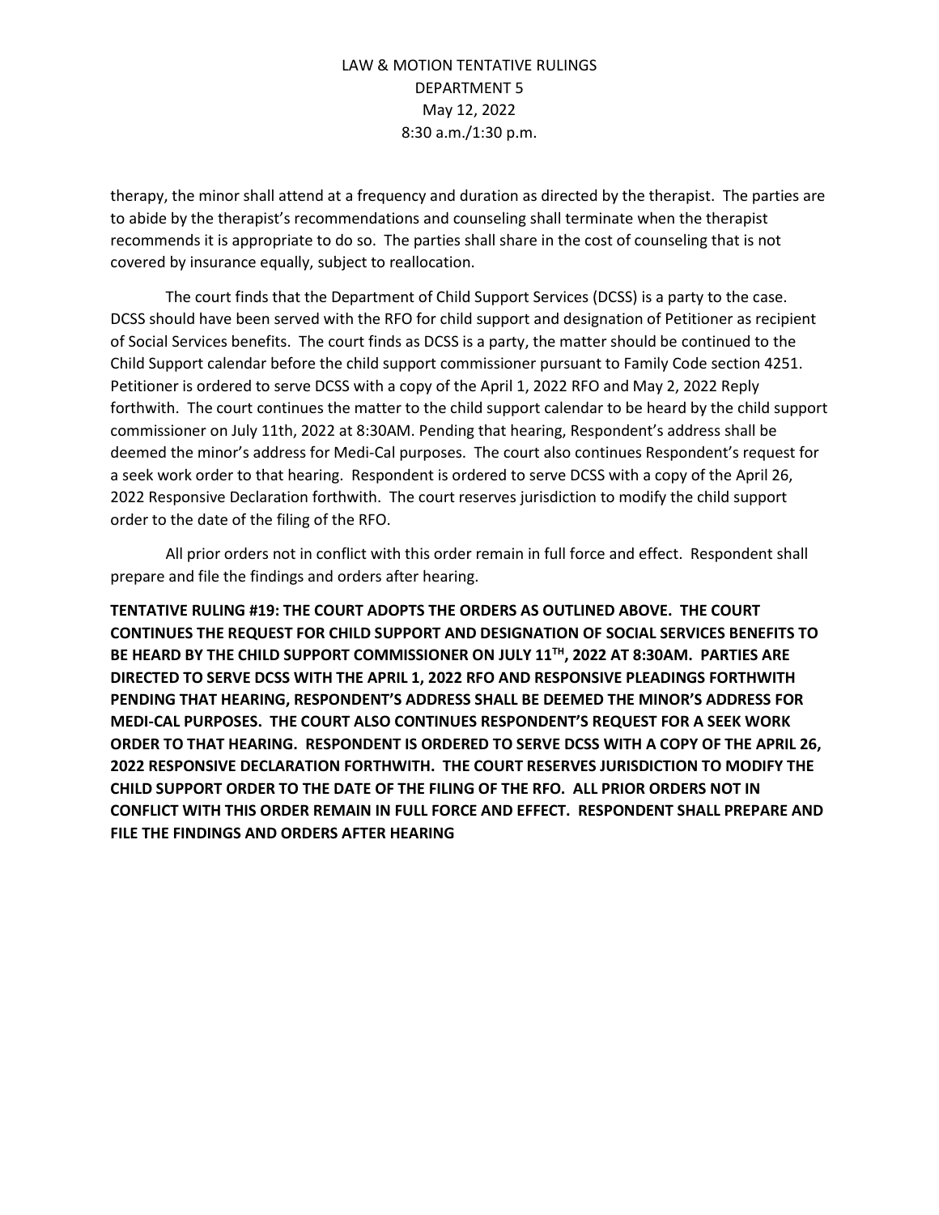therapy, the minor shall attend at a frequency and duration as directed by the therapist. The parties are to abide by the therapist's recommendations and counseling shall terminate when the therapist recommends it is appropriate to do so. The parties shall share in the cost of counseling that is not covered by insurance equally, subject to reallocation.

The court finds that the Department of Child Support Services (DCSS) is a party to the case. DCSS should have been served with the RFO for child support and designation of Petitioner as recipient of Social Services benefits. The court finds as DCSS is a party, the matter should be continued to the Child Support calendar before the child support commissioner pursuant to Family Code section 4251. Petitioner is ordered to serve DCSS with a copy of the April 1, 2022 RFO and May 2, 2022 Reply forthwith. The court continues the matter to the child support calendar to be heard by the child support commissioner on July 11th, 2022 at 8:30AM. Pending that hearing, Respondent's address shall be deemed the minor's address for Medi-Cal purposes. The court also continues Respondent's request for a seek work order to that hearing. Respondent is ordered to serve DCSS with a copy of the April 26, 2022 Responsive Declaration forthwith. The court reserves jurisdiction to modify the child support order to the date of the filing of the RFO.

All prior orders not in conflict with this order remain in full force and effect. Respondent shall prepare and file the findings and orders after hearing.

**TENTATIVE RULING #19: THE COURT ADOPTS THE ORDERS AS OUTLINED ABOVE. THE COURT CONTINUES THE REQUEST FOR CHILD SUPPORT AND DESIGNATION OF SOCIAL SERVICES BENEFITS TO BE HEARD BY THE CHILD SUPPORT COMMISSIONER ON JULY 11TH, 2022 AT 8:30AM. PARTIES ARE DIRECTED TO SERVE DCSS WITH THE APRIL 1, 2022 RFO AND RESPONSIVE PLEADINGS FORTHWITH PENDING THAT HEARING, RESPONDENT'S ADDRESS SHALL BE DEEMED THE MINOR'S ADDRESS FOR MEDI-CAL PURPOSES. THE COURT ALSO CONTINUES RESPONDENT'S REQUEST FOR A SEEK WORK ORDER TO THAT HEARING. RESPONDENT IS ORDERED TO SERVE DCSS WITH A COPY OF THE APRIL 26, 2022 RESPONSIVE DECLARATION FORTHWITH. THE COURT RESERVES JURISDICTION TO MODIFY THE CHILD SUPPORT ORDER TO THE DATE OF THE FILING OF THE RFO. ALL PRIOR ORDERS NOT IN CONFLICT WITH THIS ORDER REMAIN IN FULL FORCE AND EFFECT. RESPONDENT SHALL PREPARE AND FILE THE FINDINGS AND ORDERS AFTER HEARING**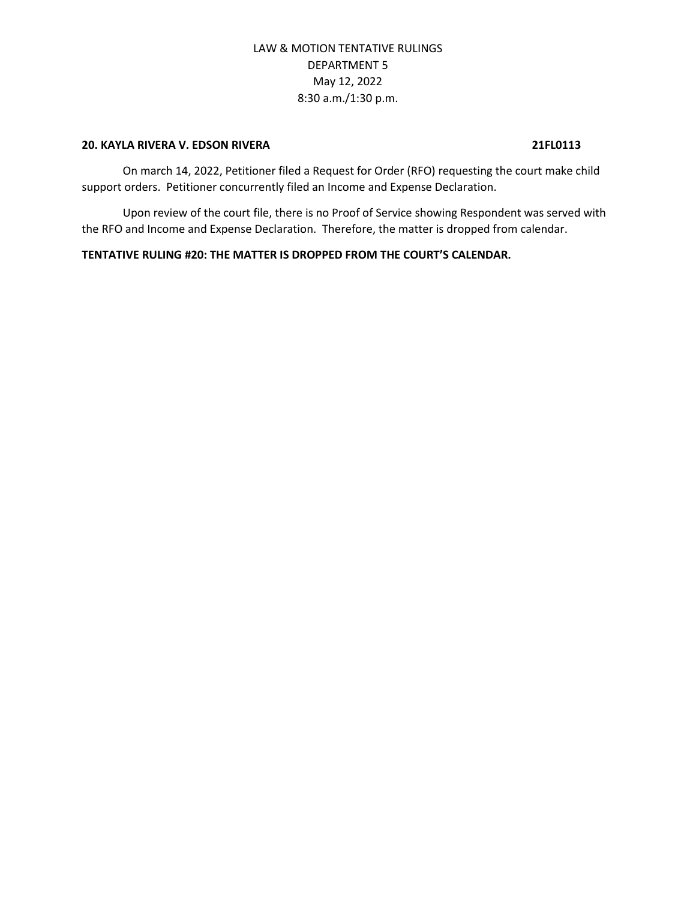**20. KAYLA RIVERA V. EDSON RIVERA 21FL0113**

On march 14, 2022, Petitioner filed a Request for Order (RFO) requesting the court make child support orders. Petitioner concurrently filed an Income and Expense Declaration.

Upon review of the court file, there is no Proof of Service showing Respondent was served with the RFO and Income and Expense Declaration. Therefore, the matter is dropped from calendar.

**TENTATIVE RULING #20: THE MATTER IS DROPPED FROM THE COURT'S CALENDAR.**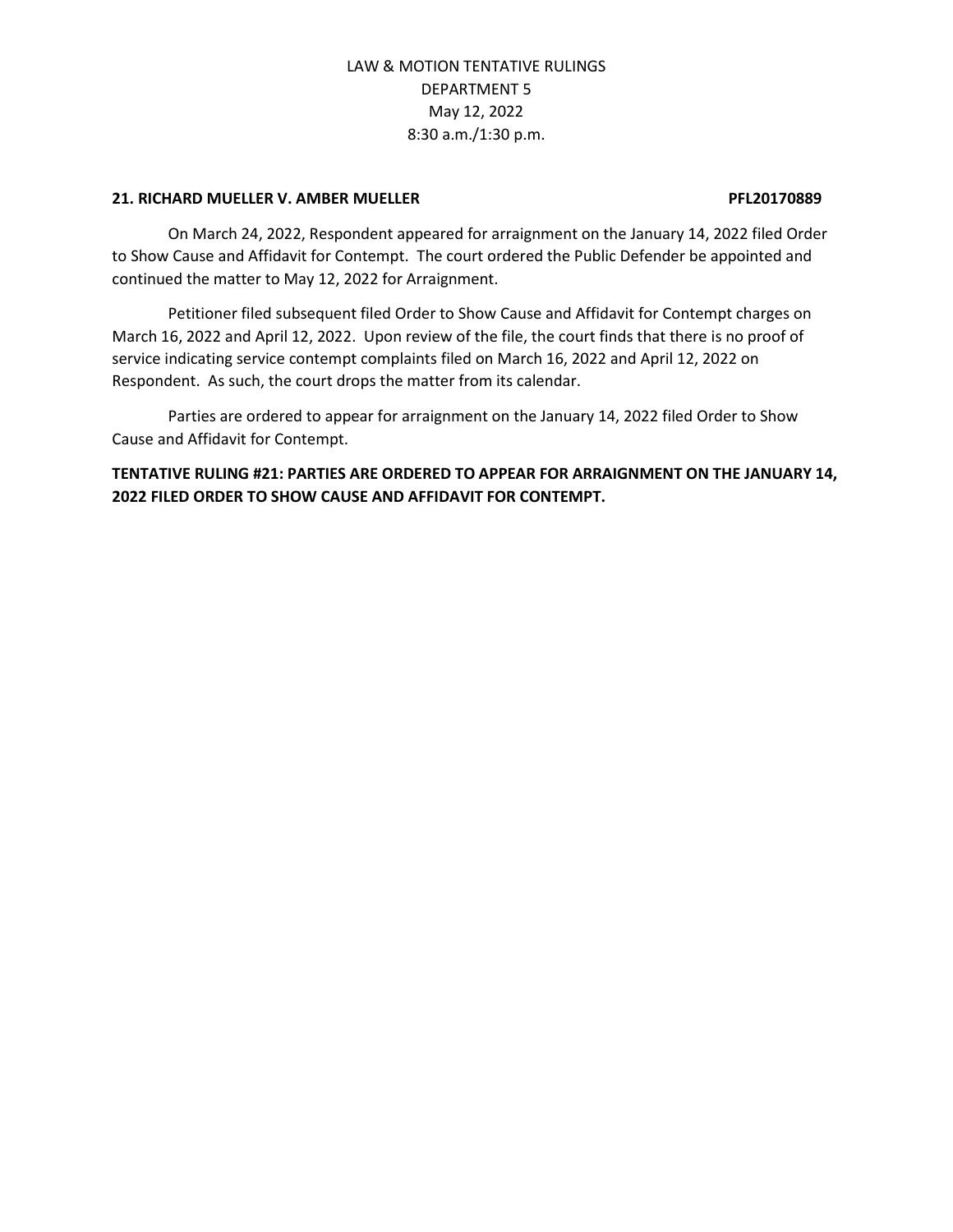LAW & MOTION TENTATIVE RULINGS
DEPARTMENT 5
May 12, 2022
8:30 a.m./1:30 p.m.

**21. RICHARD MUELLER V. AMBER MUELLER PFL20170889**

On March 24, 2022, Respondent appeared for arraignment on the January 14, 2022 filed Order to Show Cause and Affidavit for Contempt. The court ordered the Public Defender be appointed and continued the matter to May 12, 2022 for Arraignment.

Petitioner filed subsequent filed Order to Show Cause and Affidavit for Contempt charges on March 16, 2022 and April 12, 2022. Upon review of the file, the court finds that there is no proof of service indicating service contempt complaints filed on March 16, 2022 and April 12, 2022 on Respondent. As such, the court drops the matter from its calendar.

Parties are ordered to appear for arraignment on the January 14, 2022 filed Order to Show Cause and Affidavit for Contempt.

**TENTATIVE RULING #21: PARTIES ARE ORDERED TO APPEAR FOR ARRAIGNMENT ON THE JANUARY 14, 2022 FILED ORDER TO SHOW CAUSE AND AFFIDAVIT FOR CONTEMPT.**